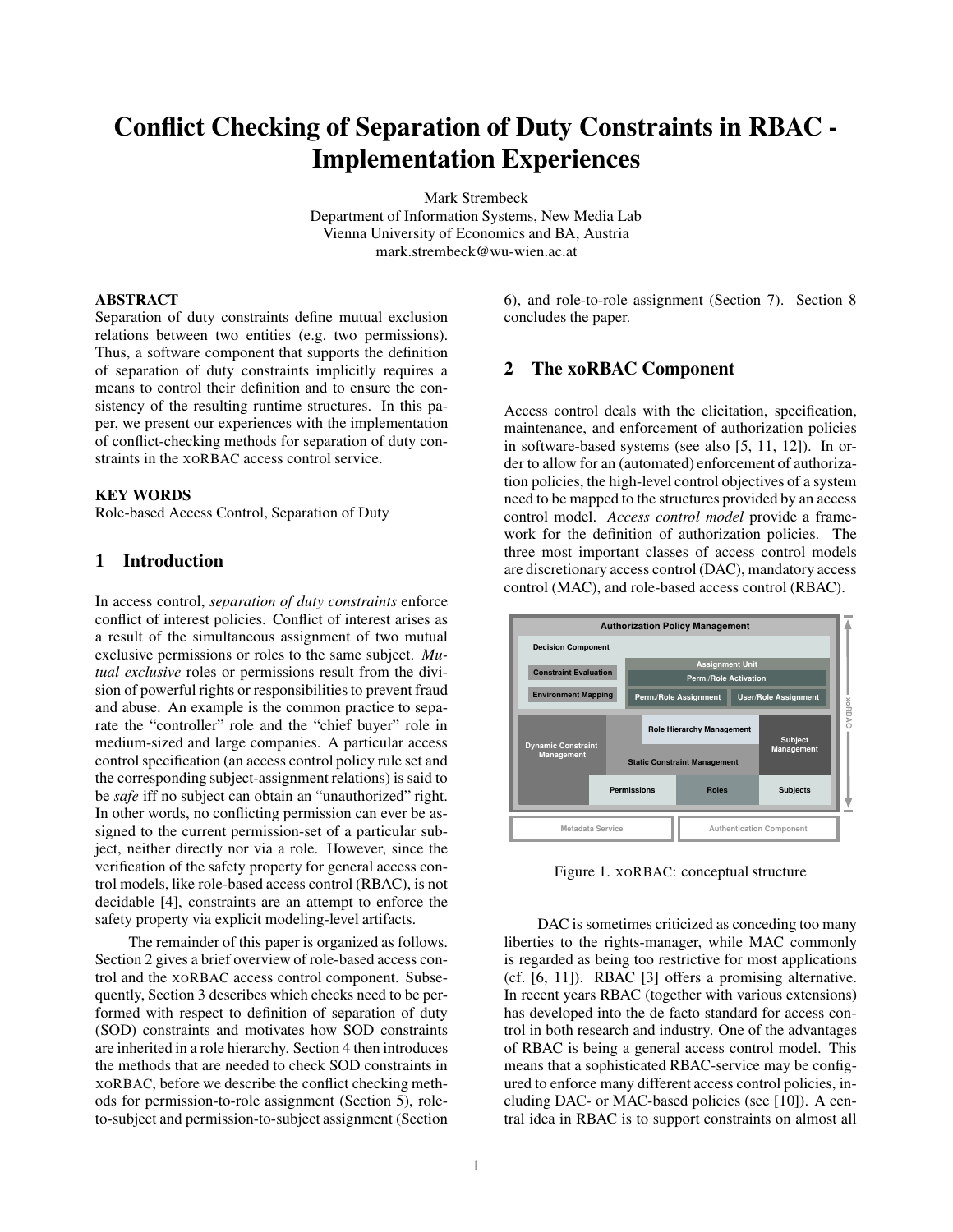# Conflict Checking of Separation of Duty Constraints in RBAC - Implementation Experiences

Mark Strembeck
Department of Information Systems, New Media Lab
Vienna University of Economics and BA, Austria
mark.strembeck@wu-wien.ac.at

## ABSTRACT

Separation of duty constraints define mutual exclusion relations between two entities (e.g. two permissions). Thus, a software component that supports the definition of separation of duty constraints implicitly requires a means to control their definition and to ensure the consistency of the resulting runtime structures. In this paper, we present our experiences with the implementation of conflict-checking methods for separation of duty constraints in the XORBAC access control service.

## KEY WORDS

Role-based Access Control, Separation of Duty

## 1 Introduction

In access control, *separation of duty constraints* enforce conflict of interest policies. Conflict of interest arises as a result of the simultaneous assignment of two mutual exclusive permissions or roles to the same subject. *Mutual exclusive* roles or permissions result from the division of powerful rights or responsibilities to prevent fraud and abuse. An example is the common practice to separate the "controller" role and the "chief buyer" role in medium-sized and large companies. A particular access control specification (an access control policy rule set and the corresponding subject-assignment relations) is said to be *safe* iff no subject can obtain an "unauthorized" right. In other words, no conflicting permission can ever be assigned to the current permission-set of a particular subject, neither directly nor via a role. However, since the verification of the safety property for general access control models, like role-based access control (RBAC), is not decidable [4], constraints are an attempt to enforce the safety property via explicit modeling-level artifacts.

The remainder of this paper is organized as follows. Section 2 gives a brief overview of role-based access control and the XORBAC access control component. Subsequently, Section 3 describes which checks need to be performed with respect to definition of separation of duty (SOD) constraints and motivates how SOD constraints are inherited in a role hierarchy. Section 4 then introduces the methods that are needed to check SOD constraints in XORBAC, before we describe the conflict checking methods for permission-to-role assignment (Section 5), role-to-subject and permission-to-subject assignment (Section 6), and role-to-role assignment (Section 7). Section 8 concludes the paper.

## 2 The xoRBAC Component

Access control deals with the elicitation, specification, maintenance, and enforcement of authorization policies in software-based systems (see also [5, 11, 12]). In order to allow for an (automated) enforcement of authorization policies, the high-level control objectives of a system need to be mapped to the structures provided by an access control model. *Access control model* provide a framework for the definition of authorization policies. The three most important classes of access control models are discretionary access control (DAC), mandatory access control (MAC), and role-based access control (RBAC).

Authorization Policy Management | Decision Component | Constraint Evaluation | Environment Mapping | Assignment Unit | Perm./Role Activation | Perm./Role Assignment | User/Role Assignment | Role Hierarchy Management | Subject Management | Dynamic Constraint Management | Static Constraint Management | Permissions | Roles | Subjects | xoRBAC | Metadata Service | Authentication Component

Figure 1. XORBAC: conceptual structure

DAC is sometimes criticized as conceding too many liberties to the rights-manager, while MAC commonly is regarded as being too restrictive for most applications (cf. [6, 11]). RBAC [3] offers a promising alternative. In recent years RBAC (together with various extensions) has developed into the de facto standard for access control in both research and industry. One of the advantages of RBAC is being a general access control model. This means that a sophisticated RBAC-service may be configured to enforce many different access control policies, including DAC- or MAC-based policies (see [10]). A central idea in RBAC is to support constraints on almost all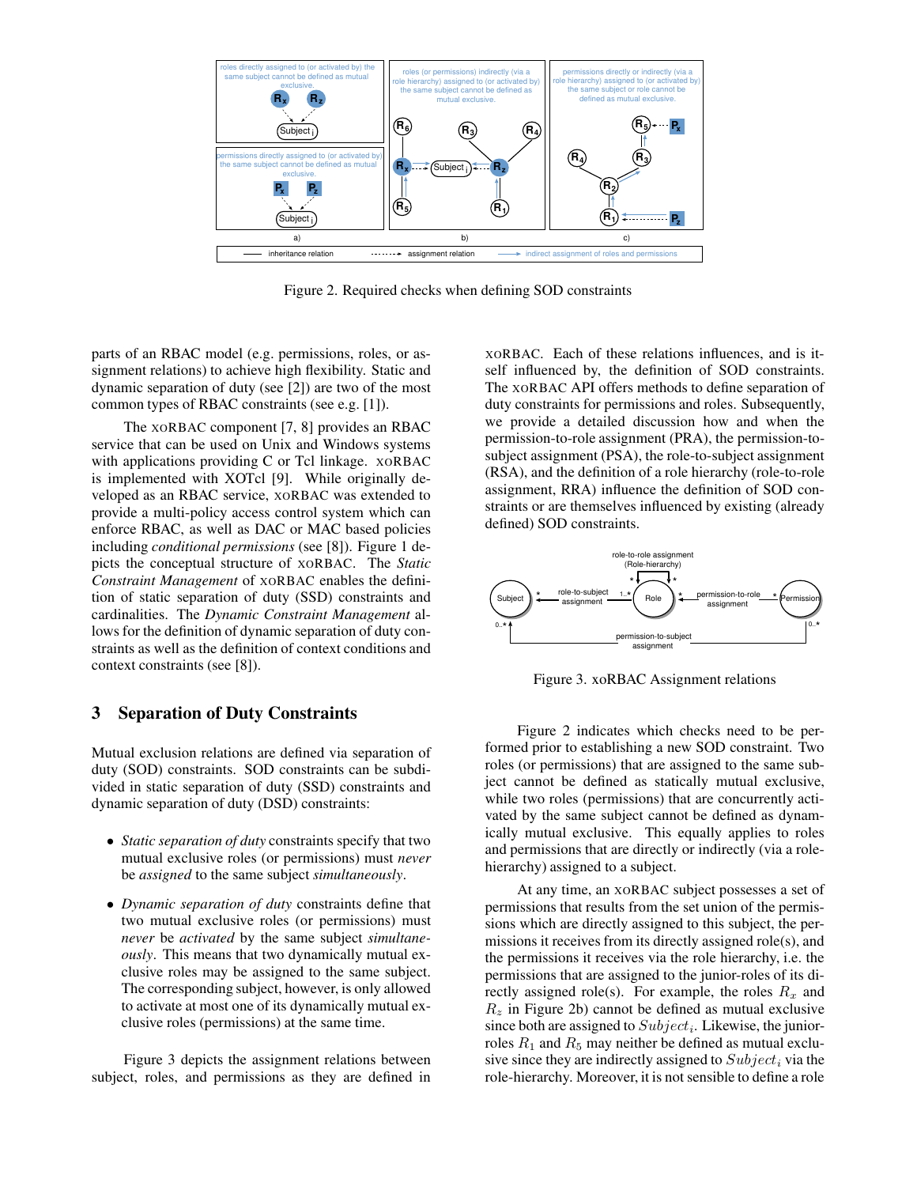Figure 2. Required checks when defining SOD constraints

parts of an RBAC model (e.g. permissions, roles, or assignment relations) to achieve high flexibility. Static and dynamic separation of duty (see [2]) are two of the most common types of RBAC constraints (see e.g. [1]).

The xoRBAC component [7, 8] provides an RBAC service that can be used on Unix and Windows systems with applications providing C or Tcl linkage. xoRBAC is implemented with XOTcl [9]. While originally developed as an RBAC service, xoRBAC was extended to provide a multi-policy access control system which can enforce RBAC, as well as DAC or MAC based policies including *conditional permissions* (see [8]). Figure 1 depicts the conceptual structure of xoRBAC. The *Static Constraint Management* of xoRBAC enables the definition of static separation of duty (SSD) constraints and cardinalities. The *Dynamic Constraint Management* allows for the definition of dynamic separation of duty constraints as well as the definition of context conditions and context constraints (see [8]).

## 3 Separation of Duty Constraints

Mutual exclusion relations are defined via separation of duty (SOD) constraints. SOD constraints can be subdivided in static separation of duty (SSD) constraints and dynamic separation of duty (DSD) constraints:

- *Static separation of duty* constraints specify that two mutual exclusive roles (or permissions) must *never* be *assigned* to the same subject *simultaneously*.
- *Dynamic separation of duty* constraints define that two mutual exclusive roles (or permissions) must *never* be *activated* by the same subject *simultaneously*. This means that two dynamically mutual exclusive roles may be assigned to the same subject. The corresponding subject, however, is only allowed to activate at most one of its dynamically mutual exclusive roles (permissions) at the same time.

Figure 3 depicts the assignment relations between subject, roles, and permissions as they are defined in xoRBAC. Each of these relations influences, and is itself influenced by, the definition of SOD constraints. The xoRBAC API offers methods to define separation of duty constraints for permissions and roles. Subsequently, we provide a detailed discussion how and when the permission-to-role assignment (PRA), the permission-to-subject assignment (PSA), the role-to-subject assignment (RSA), and the definition of a role hierarchy (role-to-role assignment, RRA) influence the definition of SOD constraints or are themselves influenced by existing (already defined) SOD constraints.

Figure 3. xoRBAC Assignment relations

Figure 2 indicates which checks need to be performed prior to establishing a new SOD constraint. Two roles (or permissions) that are assigned to the same subject cannot be defined as statically mutual exclusive, while two roles (permissions) that are concurrently activated by the same subject cannot be defined as dynamically mutual exclusive. This equally applies to roles and permissions that are directly or indirectly (via a role-hierarchy) assigned to a subject.

At any time, an xoRBAC subject possesses a set of permissions that results from the set union of the permissions which are directly assigned to this subject, the permissions it receives from its directly assigned role(s), and the permissions it receives via the role hierarchy, i.e. the permissions that are assigned to the junior-roles of its directly assigned role(s). For example, the roles $R_x$ and $R_z$ in Figure 2b) cannot be defined as mutual exclusive since both are assigned to $Subject_i$. Likewise, the junior-roles $R_1$ and $R_5$ may neither be defined as mutual exclusive since they are indirectly assigned to $Subject_i$ via the role-hierarchy. Moreover, it is not sensible to define a role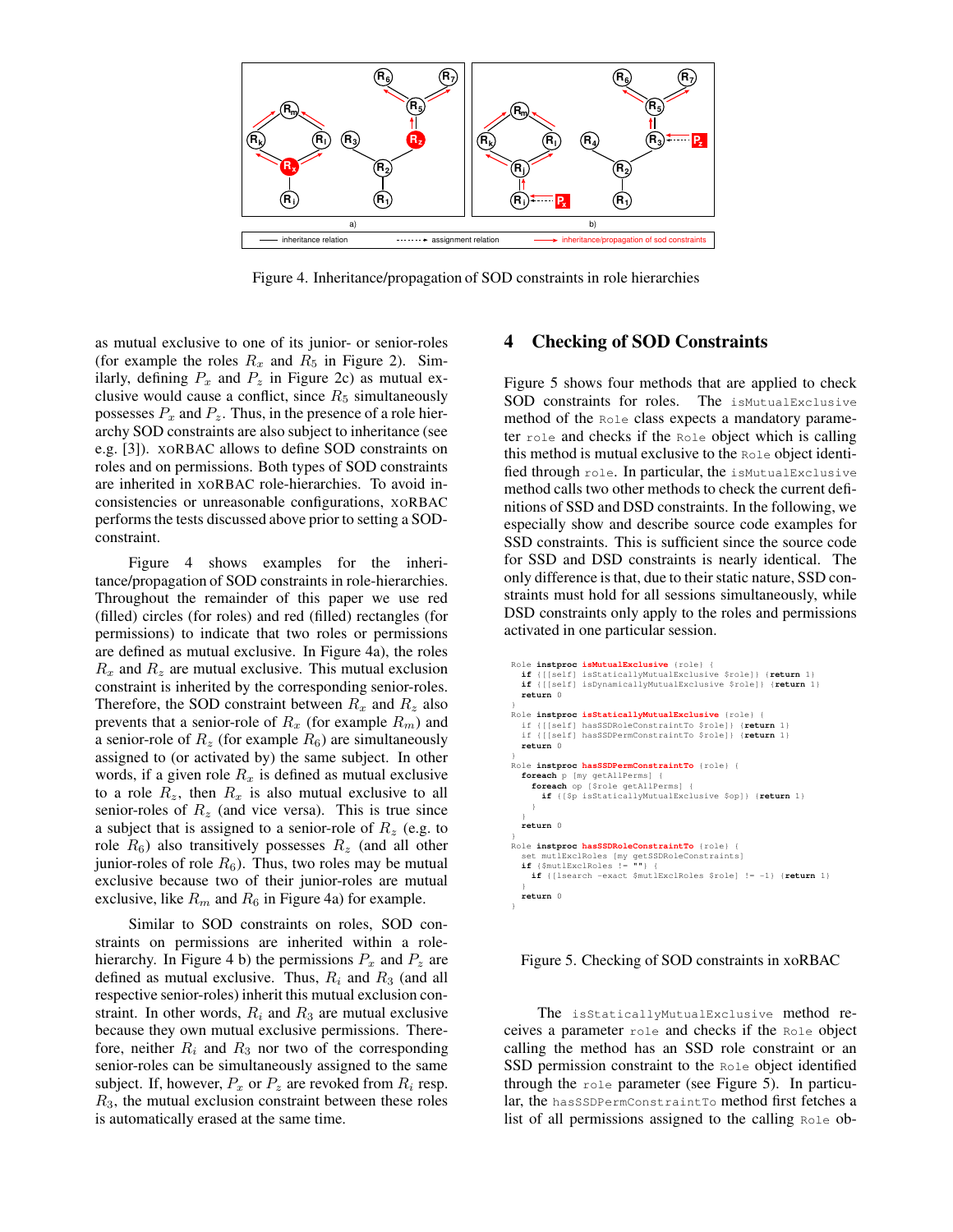Figure 4. Inheritance/propagation of SOD constraints in role hierarchies

as mutual exclusive to one of its junior- or senior-roles (for example the roles $R_x$ and $R_5$ in Figure 2). Similarly, defining $P_x$ and $P_z$ in Figure 2c) as mutual exclusive would cause a conflict, since $R_5$ simultaneously possesses $P_x$ and $P_z$. Thus, in the presence of a role hierarchy SOD constraints are also subject to inheritance (see e.g. [3]). XORBAC allows to define SOD constraints on roles and on permissions. Both types of SOD constraints are inherited in XORBAC role-hierarchies. To avoid inconsistencies or unreasonable configurations, XORBAC performs the tests discussed above prior to setting a SOD-constraint.

Figure 4 shows examples for the inheritance/propagation of SOD constraints in role-hierarchies. Throughout the remainder of this paper we use red (filled) circles (for roles) and red (filled) rectangles (for permissions) to indicate that two roles or permissions are defined as mutual exclusive. In Figure 4a), the roles $R_x$ and $R_z$ are mutual exclusive. This mutual exclusion constraint is inherited by the corresponding senior-roles. Therefore, the SOD constraint between $R_x$ and $R_z$ also prevents that a senior-role of $R_x$ (for example $R_m$) and a senior-role of $R_z$ (for example $R_6$) are simultaneously assigned to (or activated by) the same subject. In other words, if a given role $R_x$ is defined as mutual exclusive to a role $R_z$, then $R_x$ is also mutual exclusive to all senior-roles of $R_z$ (and vice versa). This is true since a subject that is assigned to a senior-role of $R_z$ (e.g. to role $R_6$) also transitively possesses $R_z$ (and all other junior-roles of role $R_6$). Thus, two roles may be mutual exclusive because two of their junior-roles are mutual exclusive, like $R_m$ and $R_6$ in Figure 4a) for example.

Similar to SOD constraints on roles, SOD constraints on permissions are inherited within a role-hierarchy. In Figure 4 b) the permissions $P_x$ and $P_z$ are defined as mutual exclusive. Thus, $R_i$ and $R_3$ (and all respective senior-roles) inherit this mutual exclusion constraint. In other words, $R_i$ and $R_3$ are mutual exclusive because they own mutual exclusive permissions. Therefore, neither $R_i$ and $R_3$ nor two of the corresponding senior-roles can be simultaneously assigned to the same subject. If, however, $P_x$ or $P_z$ are revoked from $R_i$ resp. $R_3$, the mutual exclusion constraint between these roles is automatically erased at the same time.

## 4 Checking of SOD Constraints

Figure 5 shows four methods that are applied to check SOD constraints for roles. The `isMutualExclusive` method of the `Role` class expects a mandatory parameter `role` and checks if the `Role` object which is calling this method is mutual exclusive to the `Role` object identified through `role`. In particular, the `isMutualExclusive` method calls two other methods to check the current definitions of SSD and DSD constraints. In the following, we especially show and describe source code examples for SSD constraints. This is sufficient since the source code for SSD and DSD constraints is nearly identical. The only difference is that, due to their static nature, SSD constraints must hold for all sessions simultaneously, while DSD constraints only apply to the roles and permissions activated in one particular session.

```
Role instproc isMutualExclusive {role} {
  if {[[self] isStaticallyMutualExclusive $role]} {return 1}
  if {[[self] isDynamicallyMutualExclusive $role]} {return 1}
  return 0
}
Role instproc isStaticallyMutualExclusive {role} {
  if {[[self] hasSSDRoleConstraintTo $role]} {return 1}
  if {[[self] hasSSDPermConstraintTo $role]} {return 1}
  return 0
}
Role instproc hasSSDPermConstraintTo {role} {
  foreach p [my getAllPerms] {
    foreach op [$role getAllPerms] {
      if {[$p isStaticallyMutualExclusive $op]} {return 1}
    }
  }
  return 0
}
Role instproc hasSSDRoleConstraintTo {role} {
  set mutlExclRoles [my getSSDRoleConstraints]
  if {$mutlExclRoles != ""} {
    if {[lsearch -exact $mutlExclRoles $role] != -1} {return 1}
  }
  return 0
}
```

Figure 5. Checking of SOD constraints in xoRBAC

The `isStaticallyMutualExclusive` method receives a parameter `role` and checks if the `Role` object calling the method has an SSD role constraint or an SSD permission constraint to the `Role` object identified through the `role` parameter (see Figure 5). In particular, the `hasSSDPermConstraintTo` method first fetches a list of all permissions assigned to the calling `Role` ob-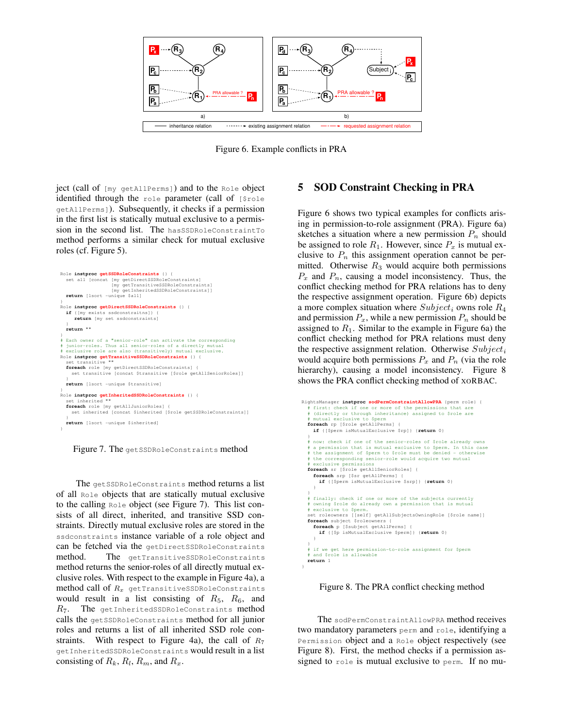Figure 6. Example conflicts in PRA

ject (call of `[my getAllPerms]`) and to the `Role` object identified through the `role` parameter (call of `[$role getAllPerms]`). Subsequently, it checks if a permission in the first list is statically mutual exclusive to a permission in the second list. The `hasSSDRoleConstraintTo` method performs a similar check for mutual exclusive roles (cf. Figure 5).

```
Role instproc getSSDRoleConstraints {} {
  set all [concat [my getDirectSSDRoleConstraints]
                  [my getTransitiveSSDRoleConstraints]
                  [my getInheritedSSDRoleConstraints]]
  return [lsort -unique $all]
}
Role instproc getDirectSSDRoleConstraints {} {
  if {[my exists ssdconstraitns]} {
    return [my set ssdconstraints]
  }
  return ""
}
# Each owner of a "senior-role" can activate the corresponding
# junior-roles. Thus all senior-roles of a directly mutual
# exclusive role are also (transitively) mutual exclusive.
Role instproc getTransitiveSSDRoleConstraints {} {
  set transitive ""
  foreach role [my getDirectSSDRoleConstraints] {
    set transitive [concat $transitive [$role getAllSeniorRoles]]
  }
  return [lsort -unique $transitive]
}
Role instproc getInheritedSSDRoleConstraints {} {
  set inherited ""
  foreach role [my getAllJuniorRoles] {
    set inherited [concat $inherited [$role getSSDRoleConstraints]]
  }
  return [lsort -unique $inherited]
}
```

Figure 7. The `getSSDRoleConstraints` method

The `getSSDRoleConstraints` method returns a list of all `Role` objects that are statically mutual exclusive to the calling `Role` object (see Figure 7). This list consists of all direct, inherited, and transitive SSD constraints. Directly mutual exclusive roles are stored in the `ssdconstraints` instance variable of a role object and can be fetched via the `getDirectSSDRoleConstraints` method. The `getTransitiveSSDRoleConstraints` method returns the senior-roles of all directly mutual exclusive roles. With respect to the example in Figure 4a), a method call of $R_x$ `getTransitiveSSDRoleConstraints` would result in a list consisting of $R_5$, $R_6$, and $R_7$. The `getInheritedSSDRoleConstraints` method calls the `getSSDRoleConstraints` method for all junior roles and returns a list of all inherited SSD role constraints. With respect to Figure 4a), the call of $R_7$ `getInheritedSSDRoleConstraints` would result in a list consisting of $R_k$, $R_l$, $R_m$, and $R_x$.

## 5 SOD Constraint Checking in PRA

Figure 6 shows two typical examples for conflicts arising in permission-to-role assignment (PRA). Figure 6a) sketches a situation where a new permission $P_n$ should be assigned to role $R_1$. However, since $P_x$ is mutual exclusive to $P_n$ this assignment operation cannot be permitted. Otherwise $R_3$ would acquire both permissions $P_x$ and $P_n$, causing a model inconsistency. Thus, the conflict checking method for PRA relations has to deny the respective assignment operation. Figure 6b) depicts a more complex situation where $Subject_i$ owns role $R_4$ and permission $P_x$, while a new permission $P_n$ should be assigned to $R_1$. Similar to the example in Figure 6a) the conflict checking method for PRA relations must deny the respective assignment relation. Otherwise $Subject_i$ would acquire both permissions $P_x$ and $P_n$ (via the role hierarchy), causing a model inconsistency. Figure 8 shows the PRA conflict checking method of xoRBAC.

```
RightsManager instproc sodPermConstraintAllowPRA {perm role} {
  # first: check if one or more of the permissions that are
  # (directly or through inheritance) assigned to $role are
  # mutual exclusive to $perm
  foreach rp [$role getAllPerms] {
    if {[$perm isMutualExclusive $rp]} {return 0}
  }
  # now: check if one of the senior-roles of $role already owns
  # a permission that is mutual exclusive to $perm. In this case
  # the assignment of $perm to $role must be denied - otherwise
  # the corresponding senior-role would acquire two mutual
  # exclusive permissions
  foreach sr [$role getAllSeniorRoles] {
    foreach srp [$sr getAllPerms] {
      if {[$perm isMutualExclusive $srp]} {return 0}
    }
  }
  # finally: check if one or more of the subjects currently
  # owning $role do already own a permission that is mutual
  # exclusive to $perm.
  set roleowners [[self] getAllSubjectsOwningRole [$role name]]
  foreach subject $roleowners {
    foreach p [$subject getAllPerms] {
      if {[$p isMutualExclusive $perm]} {return 0}
    }
  }
  # if we get here permission-to-role assignment for $perm
  # and $role is allowable
  return 1
}
```

Figure 8. The PRA conflict checking method

The `sodPermConstraintAllowPRA` method receives two mandatory parameters `perm` and `role`, identifying a `Permission` object and a `Role` object respectively (see Figure 8). First, the method checks if a permission assigned to `role` is mutual exclusive to `perm`. If no mu-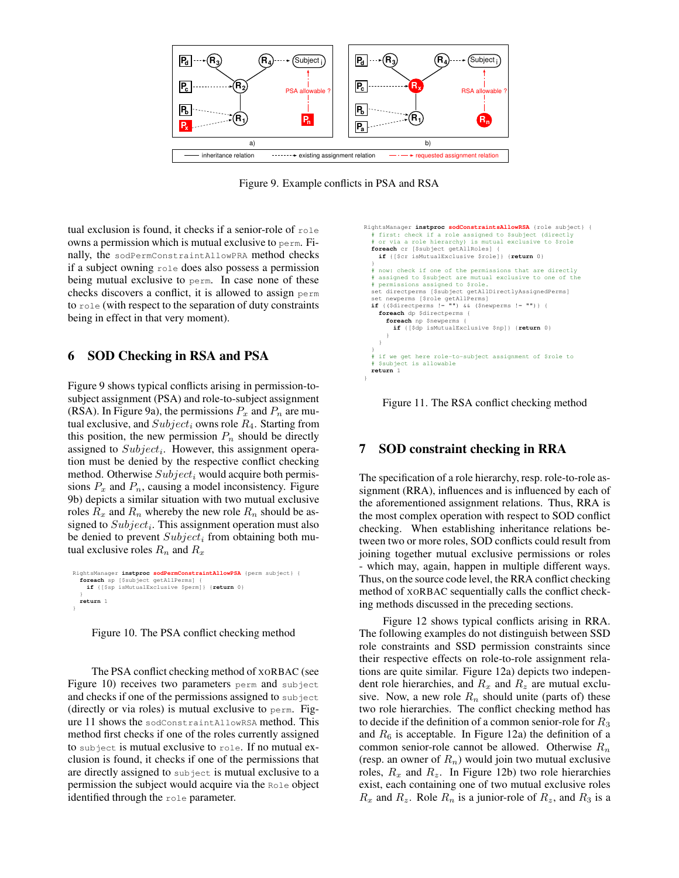Figure 9. Example conflicts in PSA and RSA

tual exclusion is found, it checks if a senior-role of `role` owns a permission which is mutual exclusive to `perm`. Finally, the `sodPermConstraintAllowPRA` method checks if a subject owning `role` does also possess a permission being mutual exclusive to `perm`. In case none of these checks discovers a conflict, it is allowed to assign `perm` to `role` (with respect to the separation of duty constraints being in effect in that very moment).

## 6 SOD Checking in RSA and PSA

Figure 9 shows typical conflicts arising in permission-to-subject assignment (PSA) and role-to-subject assignment (RSA). In Figure 9a), the permissions $P_x$ and $P_n$ are mutual exclusive, and $Subject_i$ owns role $R_4$. Starting from this position, the new permission $P_n$ should be directly assigned to $Subject_i$. However, this assignment operation must be denied by the respective conflict checking method. Otherwise $Subject_i$ would acquire both permissions $P_x$ and $P_n$, causing a model inconsistency. Figure 9b) depicts a similar situation with two mutual exclusive roles $R_x$ and $R_n$ whereby the new role $R_n$ should be assigned to $Subject_i$. This assignment operation must also be denied to prevent $Subject_i$ from obtaining both mutual exclusive roles $R_n$ and $R_x$

```
RightsManager instproc sodPermConstraintAllowPSA {perm subject} {
  foreach sp [$subject getAllPerms] {
    if {[$sp isMutualExclusive $perm]} {return 0}
  }
  return 1
}
```

Figure 10. The PSA conflict checking method

The PSA conflict checking method of XORBAC (see Figure 10) receives two parameters `perm` and `subject` and checks if one of the permissions assigned to `subject` (directly or via roles) is mutual exclusive to `perm`. Figure 11 shows the `sodConstraintAllowRSA` method. This method first checks if one of the roles currently assigned to `subject` is mutual exclusive to `role`. If no mutual exclusion is found, it checks if one of the permissions that are directly assigned to `subject` is mutual exclusive to a permission the subject would acquire via the `Role` object identified through the `role` parameter.

```
RightsManager instproc sodConstraintsAllowRSA {role subject} {
  # first: check if a role assigned to $subject (directly
  # or via a role hierarchy) is mutual exclusive to $role
  foreach cr [$subject getAllRoles] {
    if {[$cr isMutualExclusive $role]} {return 0}
  }
  # now: check if one of the permissions that are directly
  # assigned to $subject are mutual exclusive to one of the
  # permissions assigned to $role.
  set directperms [$subject getAllDirectlyAssignedPerms]
  set newperms [$role getAllPerms]
  if {($directperms != "") && ($newperms != "")} {
    foreach dp $directperms {
      foreach np $newperms {
        if {[$dp isMutualExclusive $np]} {return 0}
      }
    }
  }
  # if we get here role-to-subject assignment of $role to
  # $subject is allowable
  return 1
}
```

Figure 11. The RSA conflict checking method

## 7 SOD constraint checking in RRA

The specification of a role hierarchy, resp. role-to-role assignment (RRA), influences and is influenced by each of the aforementioned assignment relations. Thus, RRA is the most complex operation with respect to SOD conflict checking. When establishing inheritance relations between two or more roles, SOD conflicts could result from joining together mutual exclusive permissions or roles - which may, again, happen in multiple different ways. Thus, on the source code level, the RRA conflict checking method of XORBAC sequentially calls the conflict checking methods discussed in the preceding sections.

Figure 12 shows typical conflicts arising in RRA. The following examples do not distinguish between SSD role constraints and SSD permission constraints since their respective effects on role-to-role assignment relations are quite similar. Figure 12a) depicts two independent role hierarchies, and $R_x$ and $R_z$ are mutual exclusive. Now, a new role $R_n$ should unite (parts of) these two role hierarchies. The conflict checking method has to decide if the definition of a common senior-role for $R_3$ and $R_6$ is acceptable. In Figure 12a) the definition of a common senior-role cannot be allowed. Otherwise $R_n$ (resp. an owner of $R_n$) would join two mutual exclusive roles, $R_x$ and $R_z$. In Figure 12b) two role hierarchies exist, each containing one of two mutual exclusive roles $R_x$ and $R_z$. Role $R_n$ is a junior-role of $R_z$, and $R_3$ is a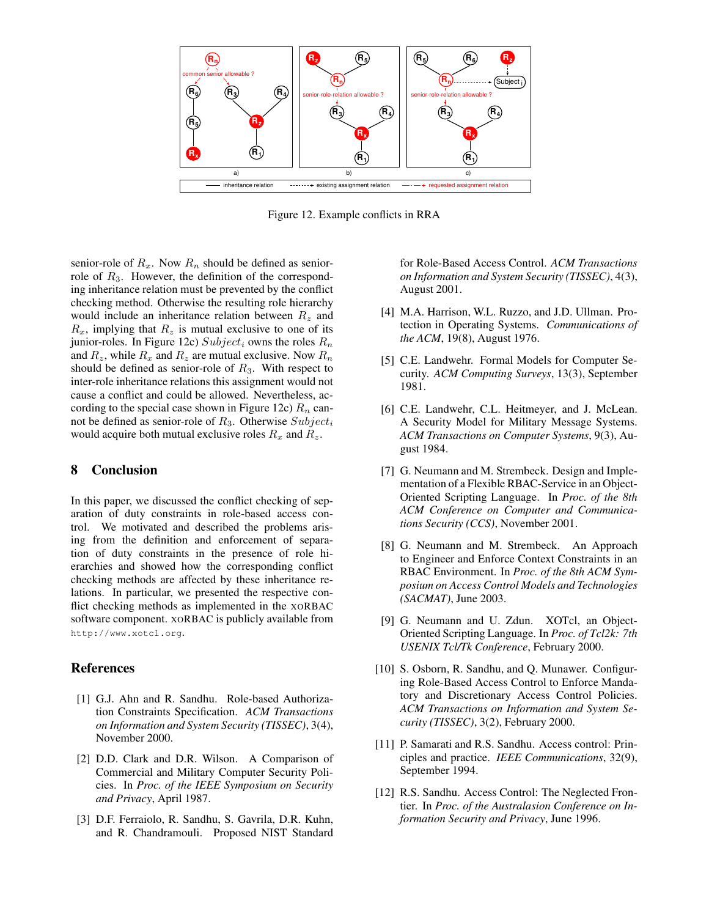a) b) c)

common senior allowable ?

senior-role-relation allowable ?

inheritance relation    existing assignment relation    requested assignment relation

Figure 12. Example conflicts in RRA

senior-role of $R_x$. Now $R_n$ should be defined as senior-role of $R_3$. However, the definition of the corresponding inheritance relation must be prevented by the conflict checking method. Otherwise the resulting role hierarchy would include an inheritance relation between $R_z$ and $R_x$, implying that $R_z$ is mutual exclusive to one of its junior-roles. In Figure 12c) $Subject_i$ owns the roles $R_n$ and $R_z$, while $R_x$ and $R_z$ are mutual exclusive. Now $R_n$ should be defined as senior-role of $R_3$. With respect to inter-role inheritance relations this assignment would not cause a conflict and could be allowed. Nevertheless, according to the special case shown in Figure 12c) $R_n$ cannot be defined as senior-role of $R_3$. Otherwise $Subject_i$ would acquire both mutual exclusive roles $R_x$ and $R_z$.

## 8 Conclusion

In this paper, we discussed the conflict checking of separation of duty constraints in role-based access control. We motivated and described the problems arising from the definition and enforcement of separation of duty constraints in the presence of role hierarchies and showed how the corresponding conflict checking methods are affected by these inheritance relations. In particular, we presented the respective conflict checking methods as implemented in the XORBAC software component. XORBAC is publicly available from `http://www.xotcl.org`.

## References

[1] G.J. Ahn and R. Sandhu. Role-based Authorization Constraints Specification. *ACM Transactions on Information and System Security (TISSEC)*, 3(4), November 2000.

[2] D.D. Clark and D.R. Wilson. A Comparison of Commercial and Military Computer Security Policies. In *Proc. of the IEEE Symposium on Security and Privacy*, April 1987.

[3] D.F. Ferraiolo, R. Sandhu, S. Gavrila, D.R. Kuhn, and R. Chandramouli. Proposed NIST Standard for Role-Based Access Control. *ACM Transactions on Information and System Security (TISSEC)*, 4(3), August 2001.

[4] M.A. Harrison, W.L. Ruzzo, and J.D. Ullman. Protection in Operating Systems. *Communications of the ACM*, 19(8), August 1976.

[5] C.E. Landwehr. Formal Models for Computer Security. *ACM Computing Surveys*, 13(3), September 1981.

[6] C.E. Landwehr, C.L. Heitmeyer, and J. McLean. A Security Model for Military Message Systems. *ACM Transactions on Computer Systems*, 9(3), August 1984.

[7] G. Neumann and M. Strembeck. Design and Implementation of a Flexible RBAC-Service in an Object-Oriented Scripting Language. In *Proc. of the 8th ACM Conference on Computer and Communications Security (CCS)*, November 2001.

[8] G. Neumann and M. Strembeck. An Approach to Engineer and Enforce Context Constraints in an RBAC Environment. In *Proc. of the 8th ACM Symposium on Access Control Models and Technologies (SACMAT)*, June 2003.

[9] G. Neumann and U. Zdun. XOTcl, an Object-Oriented Scripting Language. In *Proc. of Tcl2k: 7th USENIX Tcl/Tk Conference*, February 2000.

[10] S. Osborn, R. Sandhu, and Q. Munawer. Configuring Role-Based Access Control to Enforce Mandatory and Discretionary Access Control Policies. *ACM Transactions on Information and System Security (TISSEC)*, 3(2), February 2000.

[11] P. Samarati and R.S. Sandhu. Access control: Principles and practice. *IEEE Communications*, 32(9), September 1994.

[12] R.S. Sandhu. Access Control: The Neglected Frontier. In *Proc. of the Australasion Conference on Information Security and Privacy*, June 1996.